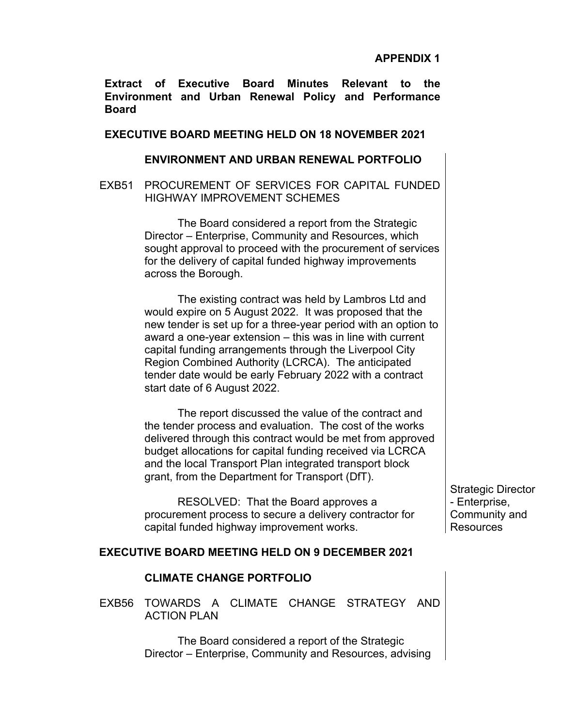**APPENDIX 1**

**Extract of Executive Board Minutes Relevant to the Environment and Urban Renewal Policy and Performance Board**

## EXECUTIVE BOARD MEETING HELD ON 18 NOVEMBER 2021

### ENVIRONMENT AND URBAN RENEWAL PORTFOLIO

EXB51 PROCUREMENT OF SERVICES FOR CAPITAL FUNDED HIGHWAY IMPROVEMENT SCHEMES

The Board considered a report from the Strategic Director – Enterprise, Community and Resources, which sought approval to proceed with the procurement of services for the delivery of capital funded highway improvements across the Borough.

The existing contract was held by Lambros Ltd and would expire on 5 August 2022. It was proposed that the new tender is set up for a three-year period with an option to award a one-year extension – this was in line with current capital funding arrangements through the Liverpool City Region Combined Authority (LCRCA). The anticipated tender date would be early February 2022 with a contract start date of 6 August 2022.

The report discussed the value of the contract and the tender process and evaluation. The cost of the works delivered through this contract would be met from approved budget allocations for capital funding received via LCRCA and the local Transport Plan integrated transport block grant, from the Department for Transport (DfT).

RESOLVED: That the Board approves a procurement process to secure a delivery contractor for capital funded highway improvement works.

Strategic Director - Enterprise, Community and Resources

## EXECUTIVE BOARD MEETING HELD ON 9 DECEMBER 2021

### CLIMATE CHANGE PORTFOLIO

EXB56 TOWARDS A CLIMATE CHANGE STRATEGY AND ACTION PLAN

The Board considered a report of the Strategic Director – Enterprise, Community and Resources, advising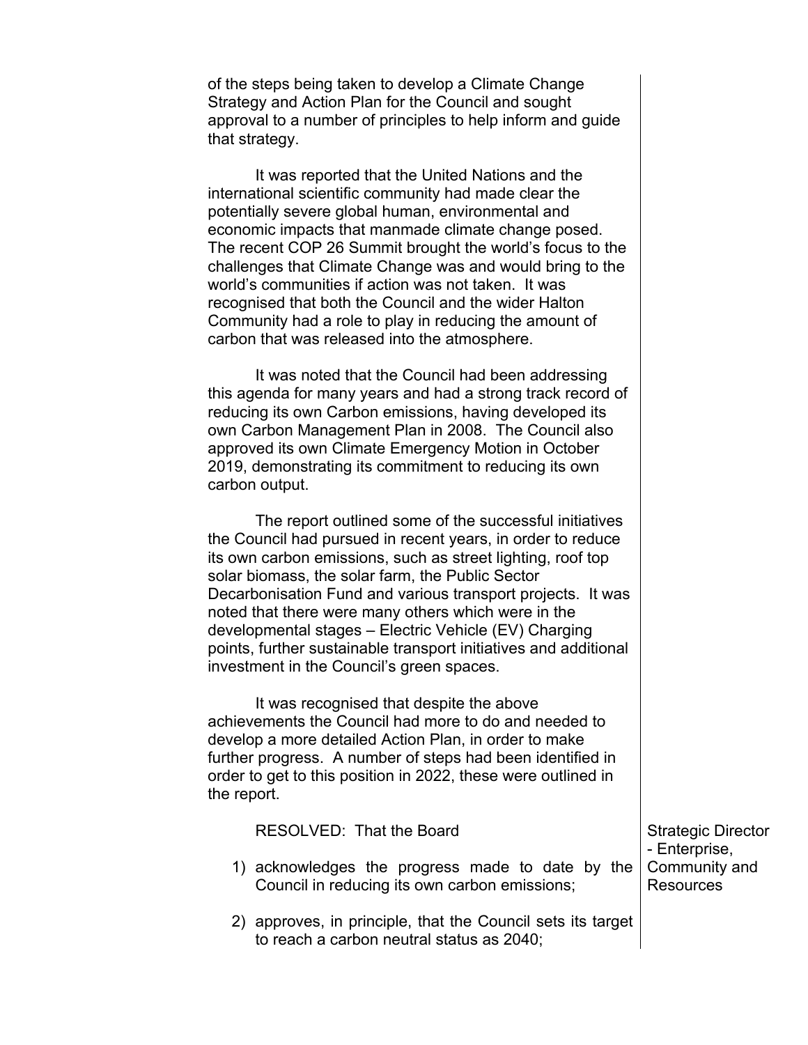of the steps being taken to develop a Climate Change Strategy and Action Plan for the Council and sought approval to a number of principles to help inform and guide that strategy.

It was reported that the United Nations and the international scientific community had made clear the potentially severe global human, environmental and economic impacts that manmade climate change posed. The recent COP 26 Summit brought the world's focus to the challenges that Climate Change was and would bring to the world's communities if action was not taken. It was recognised that both the Council and the wider Halton Community had a role to play in reducing the amount of carbon that was released into the atmosphere.

It was noted that the Council had been addressing this agenda for many years and had a strong track record of reducing its own Carbon emissions, having developed its own Carbon Management Plan in 2008. The Council also approved its own Climate Emergency Motion in October 2019, demonstrating its commitment to reducing its own carbon output.

The report outlined some of the successful initiatives the Council had pursued in recent years, in order to reduce its own carbon emissions, such as street lighting, roof top solar biomass, the solar farm, the Public Sector Decarbonisation Fund and various transport projects. It was noted that there were many others which were in the developmental stages – Electric Vehicle (EV) Charging points, further sustainable transport initiatives and additional investment in the Council's green spaces.

It was recognised that despite the above achievements the Council had more to do and needed to develop a more detailed Action Plan, in order to make further progress. A number of steps had been identified in order to get to this position in 2022, these were outlined in the report.

RESOLVED: That the Board

1) acknowledges the progress made to date by the Council in reducing its own carbon emissions;

2) approves, in principle, that the Council sets its target to reach a carbon neutral status as 2040;

Strategic Director - Enterprise, Community and Resources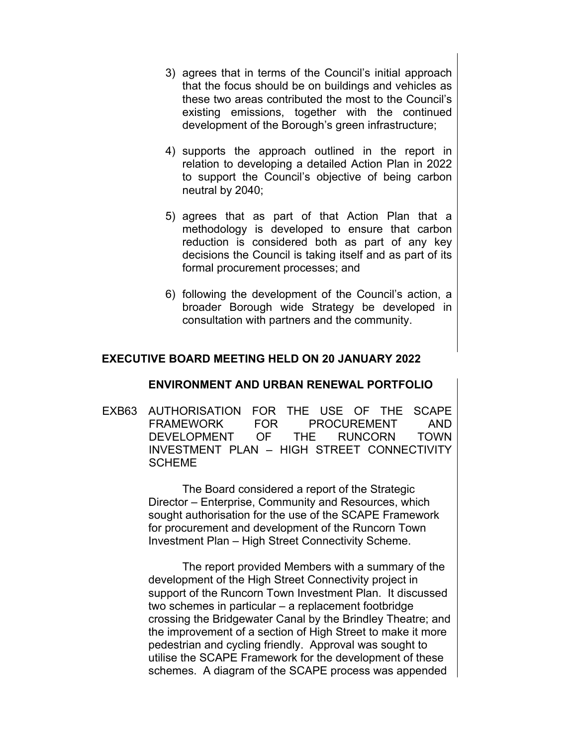3) agrees that in terms of the Council's initial approach that the focus should be on buildings and vehicles as these two areas contributed the most to the Council's existing emissions, together with the continued development of the Borough's green infrastructure;

4) supports the approach outlined in the report in relation to developing a detailed Action Plan in 2022 to support the Council's objective of being carbon neutral by 2040;

5) agrees that as part of that Action Plan that a methodology is developed to ensure that carbon reduction is considered both as part of any key decisions the Council is taking itself and as part of its formal procurement processes; and

6) following the development of the Council's action, a broader Borough wide Strategy be developed in consultation with partners and the community.

## EXECUTIVE BOARD MEETING HELD ON 20 JANUARY 2022

### ENVIRONMENT AND URBAN RENEWAL PORTFOLIO

EXB63 AUTHORISATION FOR THE USE OF THE SCAPE FRAMEWORK FOR PROCUREMENT AND DEVELOPMENT OF THE RUNCORN TOWN INVESTMENT PLAN – HIGH STREET CONNECTIVITY SCHEME

The Board considered a report of the Strategic Director – Enterprise, Community and Resources, which sought authorisation for the use of the SCAPE Framework for procurement and development of the Runcorn Town Investment Plan – High Street Connectivity Scheme.

The report provided Members with a summary of the development of the High Street Connectivity project in support of the Runcorn Town Investment Plan. It discussed two schemes in particular – a replacement footbridge crossing the Bridgewater Canal by the Brindley Theatre; and the improvement of a section of High Street to make it more pedestrian and cycling friendly. Approval was sought to utilise the SCAPE Framework for the development of these schemes. A diagram of the SCAPE process was appended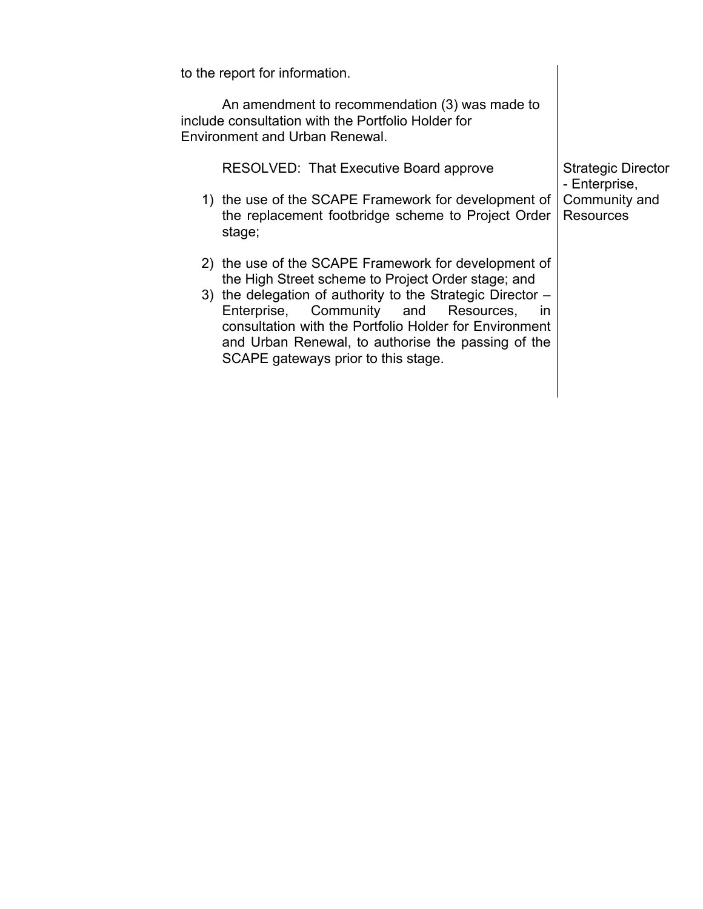to the report for information.

An amendment to recommendation (3) was made to include consultation with the Portfolio Holder for Environment and Urban Renewal.

RESOLVED: That Executive Board approve

Strategic Director - Enterprise, Community and Resources

1) the use of the SCAPE Framework for development of the replacement footbridge scheme to Project Order stage;
2) the use of the SCAPE Framework for development of the High Street scheme to Project Order stage; and
3) the delegation of authority to the Strategic Director – Enterprise, Community and Resources, in consultation with the Portfolio Holder for Environment and Urban Renewal, to authorise the passing of the SCAPE gateways prior to this stage.